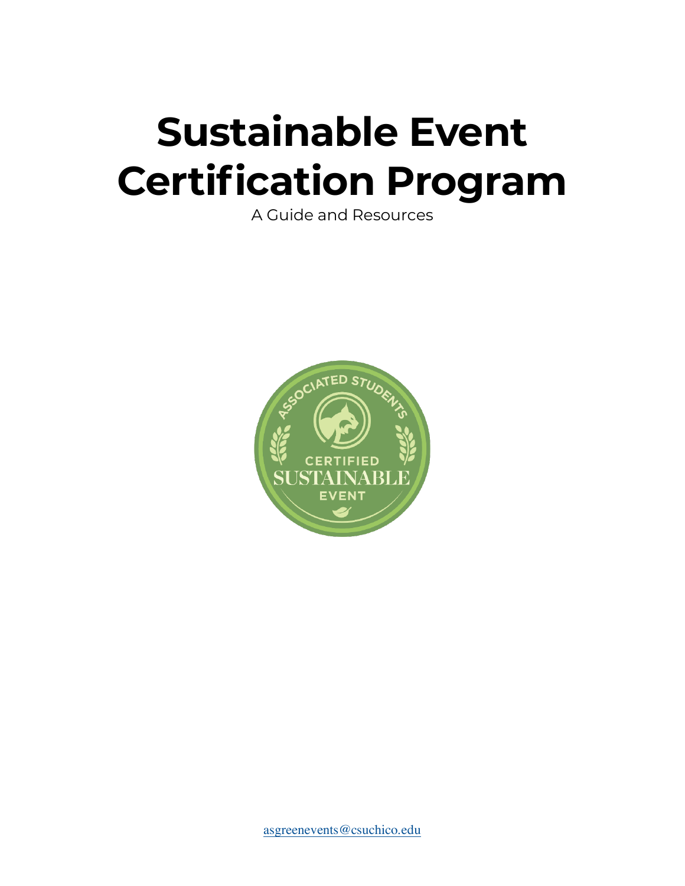# Sustainable Event Certification Program

A Guide and Resources

asgreenevents@csuchico.edu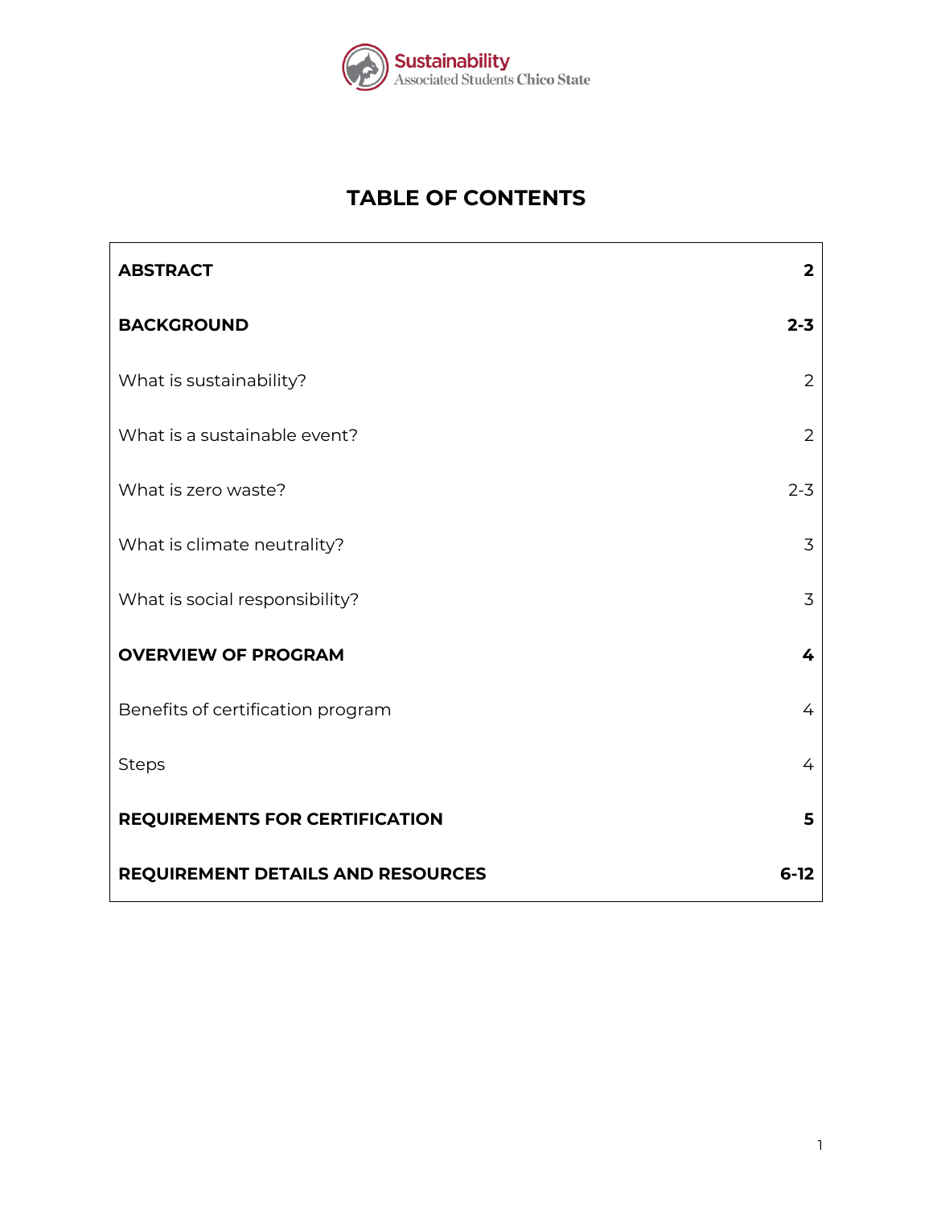Sustainability
Associated Students Chico State

# TABLE OF CONTENTS

| | |
|---|---|
| **ABSTRACT** | **2** |
| **BACKGROUND** | **2-3** |
| What is sustainability? | 2 |
| What is a sustainable event? | 2 |
| What is zero waste? | 2-3 |
| What is climate neutrality? | 3 |
| What is social responsibility? | 3 |
| **OVERVIEW OF PROGRAM** | **4** |
| Benefits of certification program | 4 |
| Steps | 4 |
| **REQUIREMENTS FOR CERTIFICATION** | **5** |
| **REQUIREMENT DETAILS AND RESOURCES** | **6-12** |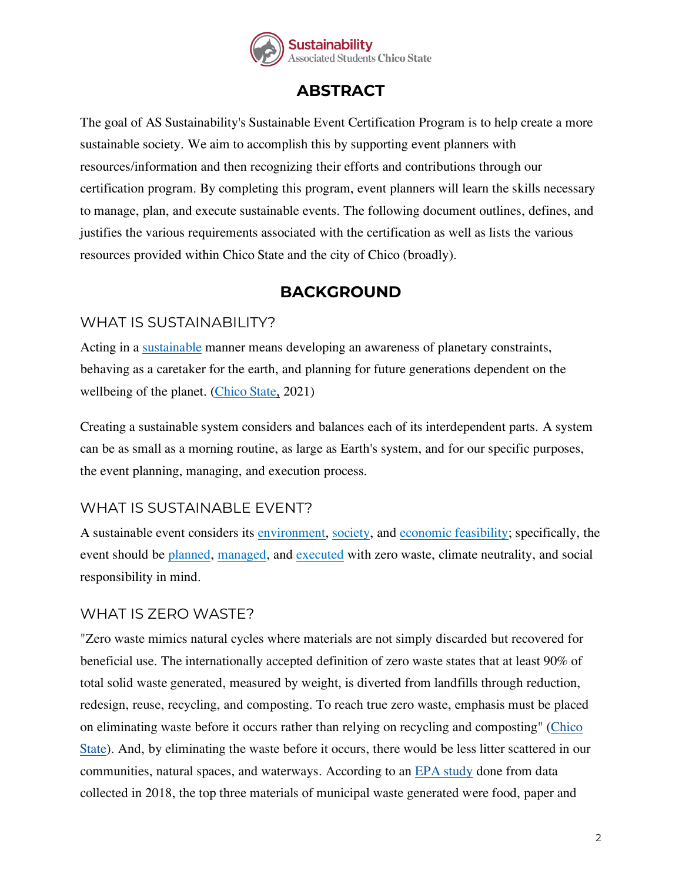## ABSTRACT

The goal of AS Sustainability's Sustainable Event Certification Program is to help create a more sustainable society. We aim to accomplish this by supporting event planners with resources/information and then recognizing their efforts and contributions through our certification program. By completing this program, event planners will learn the skills necessary to manage, plan, and execute sustainable events. The following document outlines, defines, and justifies the various requirements associated with the certification as well as lists the various resources provided within Chico State and the city of Chico (broadly).

## BACKGROUND

### WHAT IS SUSTAINABILITY?

Acting in a sustainable manner means developing an awareness of planetary constraints, behaving as a caretaker for the earth, and planning for future generations dependent on the wellbeing of the planet. (Chico State, 2021)

Creating a sustainable system considers and balances each of its interdependent parts. A system can be as small as a morning routine, as large as Earth's system, and for our specific purposes, the event planning, managing, and execution process.

### WHAT IS SUSTAINABLE EVENT?

A sustainable event considers its environment, society, and economic feasibility; specifically, the event should be planned, managed, and executed with zero waste, climate neutrality, and social responsibility in mind.

### WHAT IS ZERO WASTE?

"Zero waste mimics natural cycles where materials are not simply discarded but recovered for beneficial use. The internationally accepted definition of zero waste states that at least 90% of total solid waste generated, measured by weight, is diverted from landfills through reduction, redesign, reuse, recycling, and composting. To reach true zero waste, emphasis must be placed on eliminating waste before it occurs rather than relying on recycling and composting" (Chico State). And, by eliminating the waste before it occurs, there would be less litter scattered in our communities, natural spaces, and waterways. According to an EPA study done from data collected in 2018, the top three materials of municipal waste generated were food, paper and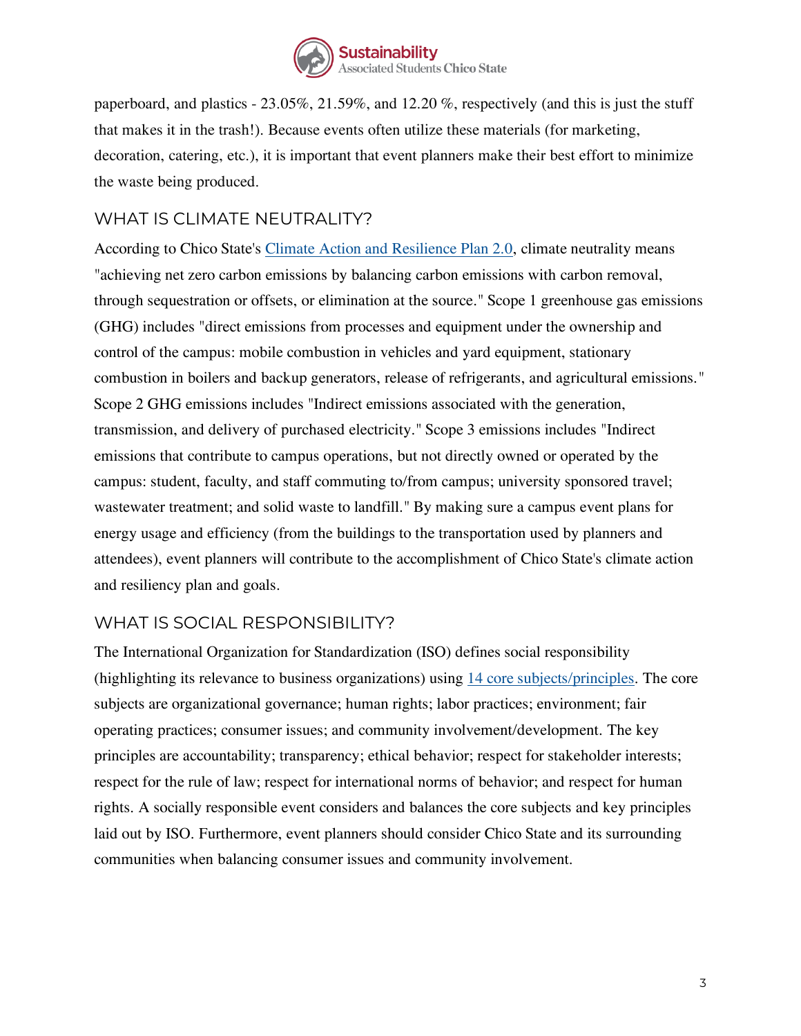paperboard, and plastics - 23.05%, 21.59%, and 12.20 %, respectively (and this is just the stuff that makes it in the trash!). Because events often utilize these materials (for marketing, decoration, catering, etc.), it is important that event planners make their best effort to minimize the waste being produced.

## WHAT IS CLIMATE NEUTRALITY?

According to Chico State's [Climate Action and Resilience Plan 2.0](), climate neutrality means "achieving net zero carbon emissions by balancing carbon emissions with carbon removal, through sequestration or offsets, or elimination at the source." Scope 1 greenhouse gas emissions (GHG) includes "direct emissions from processes and equipment under the ownership and control of the campus: mobile combustion in vehicles and yard equipment, stationary combustion in boilers and backup generators, release of refrigerants, and agricultural emissions." Scope 2 GHG emissions includes "Indirect emissions associated with the generation, transmission, and delivery of purchased electricity." Scope 3 emissions includes "Indirect emissions that contribute to campus operations, but not directly owned or operated by the campus: student, faculty, and staff commuting to/from campus; university sponsored travel; wastewater treatment; and solid waste to landfill." By making sure a campus event plans for energy usage and efficiency (from the buildings to the transportation used by planners and attendees), event planners will contribute to the accomplishment of Chico State's climate action and resiliency plan and goals.

## WHAT IS SOCIAL RESPONSIBILITY?

The International Organization for Standardization (ISO) defines social responsibility (highlighting its relevance to business organizations) using [14 core subjects/principles](). The core subjects are organizational governance; human rights; labor practices; environment; fair operating practices; consumer issues; and community involvement/development. The key principles are accountability; transparency; ethical behavior; respect for stakeholder interests; respect for the rule of law; respect for international norms of behavior; and respect for human rights. A socially responsible event considers and balances the core subjects and key principles laid out by ISO. Furthermore, event planners should consider Chico State and its surrounding communities when balancing consumer issues and community involvement.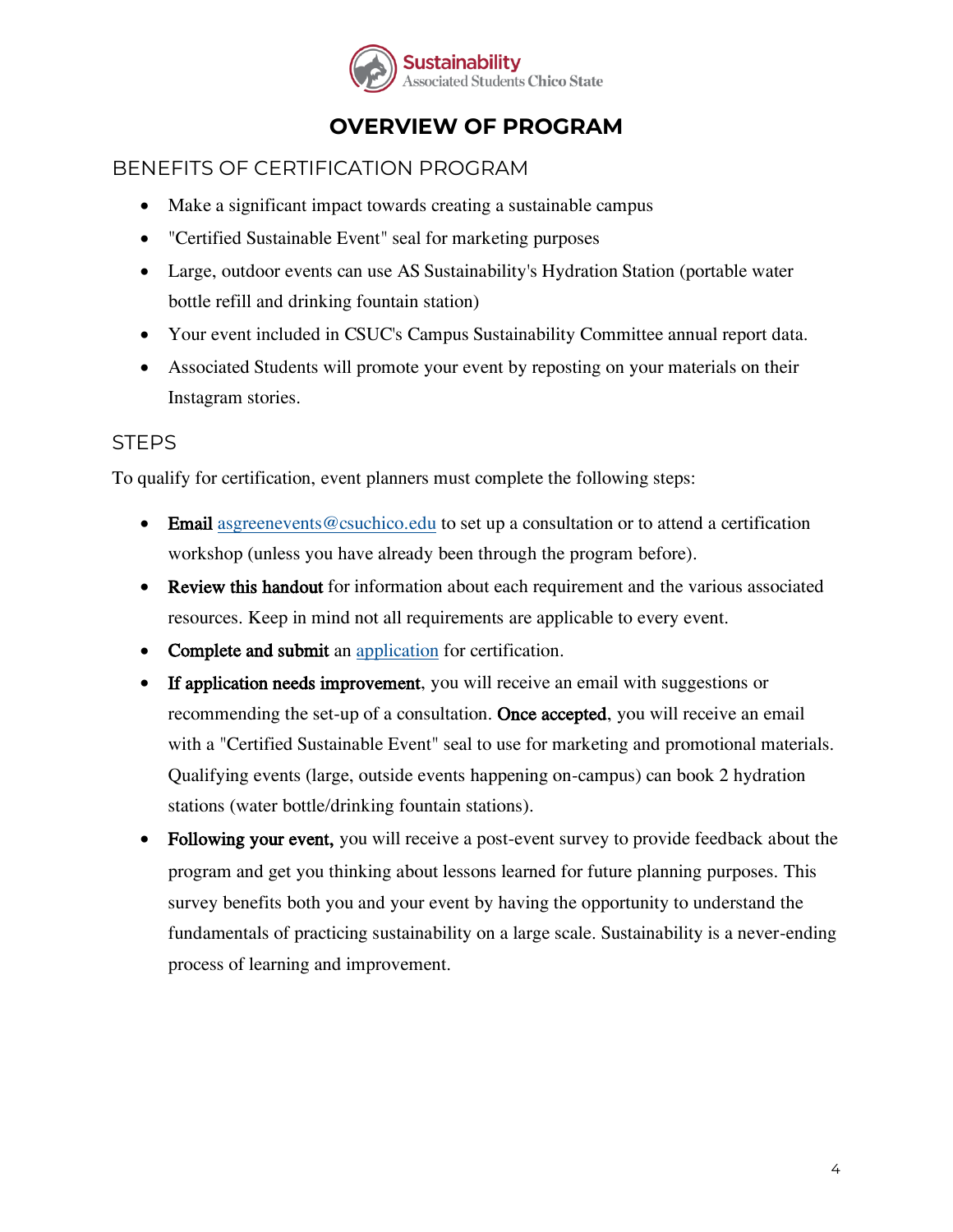# OVERVIEW OF PROGRAM

## BENEFITS OF CERTIFICATION PROGRAM

- Make a significant impact towards creating a sustainable campus
- "Certified Sustainable Event" seal for marketing purposes
- Large, outdoor events can use AS Sustainability's Hydration Station (portable water bottle refill and drinking fountain station)
- Your event included in CSUC's Campus Sustainability Committee annual report data.
- Associated Students will promote your event by reposting on your materials on their Instagram stories.

## STEPS

To qualify for certification, event planners must complete the following steps:

- **Email** asgreenevents@csuchico.edu to set up a consultation or to attend a certification workshop (unless you have already been through the program before).
- **Review this handout** for information about each requirement and the various associated resources. Keep in mind not all requirements are applicable to every event.
- **Complete and submit** an application for certification.
- **If application needs improvement**, you will receive an email with suggestions or recommending the set-up of a consultation. **Once accepted**, you will receive an email with a "Certified Sustainable Event" seal to use for marketing and promotional materials. Qualifying events (large, outside events happening on-campus) can book 2 hydration stations (water bottle/drinking fountain stations).
- **Following your event,** you will receive a post-event survey to provide feedback about the program and get you thinking about lessons learned for future planning purposes. This survey benefits both you and your event by having the opportunity to understand the fundamentals of practicing sustainability on a large scale. Sustainability is a never-ending process of learning and improvement.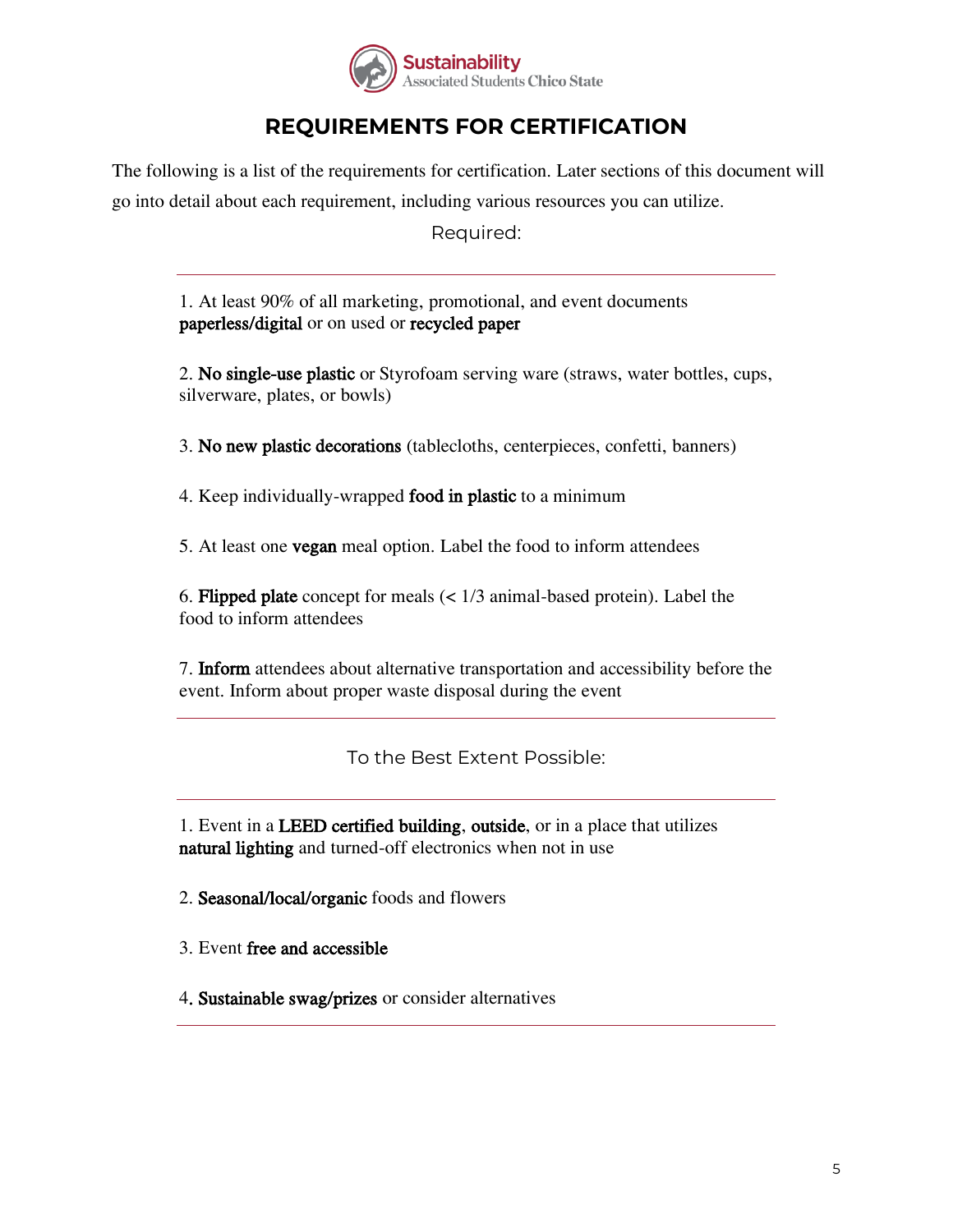# REQUIREMENTS FOR CERTIFICATION

The following is a list of the requirements for certification. Later sections of this document will go into detail about each requirement, including various resources you can utilize.

## Required:

1. At least 90% of all marketing, promotional, and event documents **paperless/digital** or on used or **recycled paper**

2. **No single-use plastic** or Styrofoam serving ware (straws, water bottles, cups, silverware, plates, or bowls)

3. **No new plastic decorations** (tablecloths, centerpieces, confetti, banners)

4. Keep individually-wrapped **food in plastic** to a minimum

5. At least one **vegan** meal option. Label the food to inform attendees

6. **Flipped plate** concept for meals (< 1/3 animal-based protein). Label the food to inform attendees

7. **Inform** attendees about alternative transportation and accessibility before the event. Inform about proper waste disposal during the event

## To the Best Extent Possible:

1. Event in a **LEED certified building**, **outside**, or in a place that utilizes **natural lighting** and turned-off electronics when not in use

2. **Seasonal/local/organic** foods and flowers

3. Event **free and accessible**

4. **Sustainable swag/prizes** or consider alternatives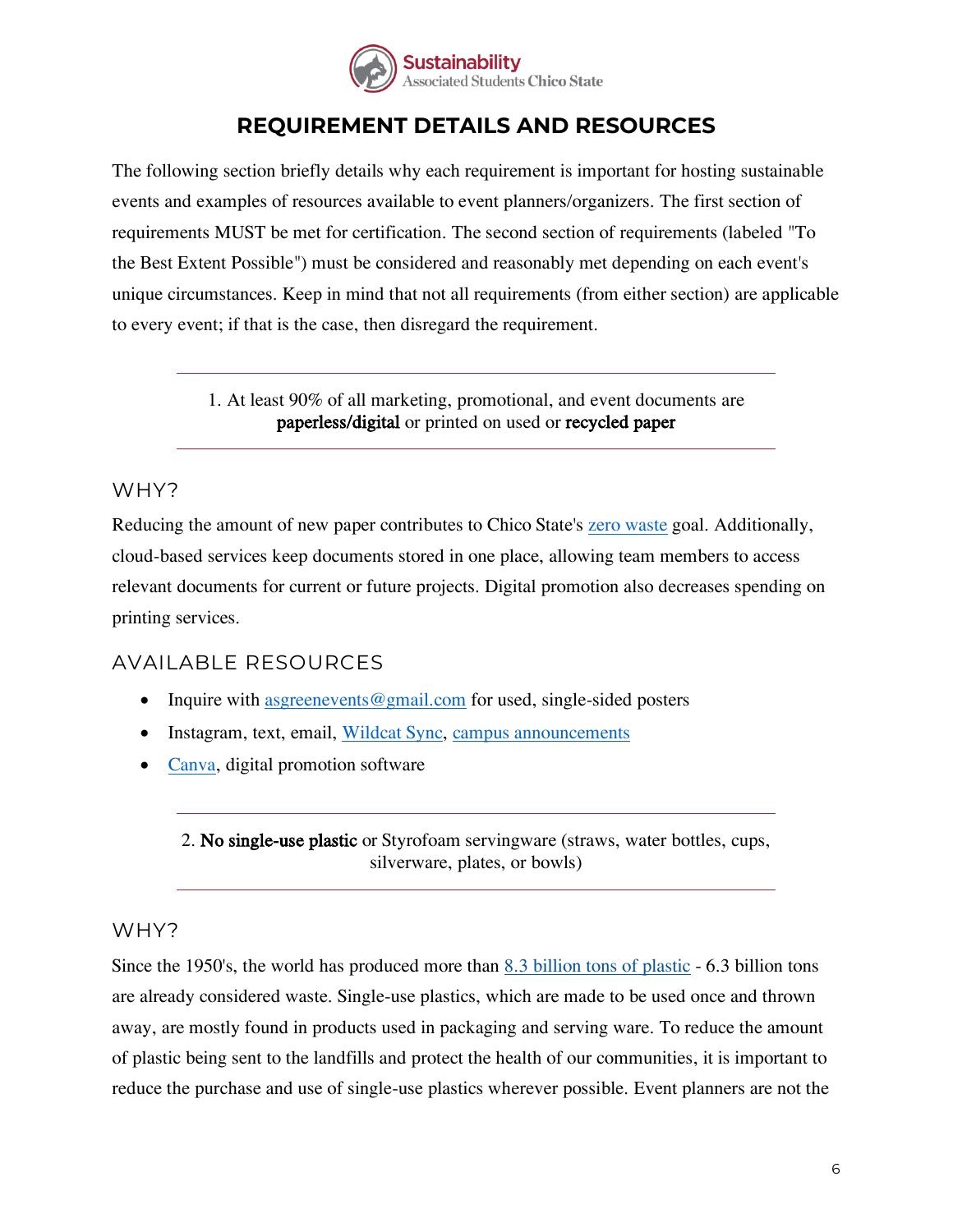# REQUIREMENT DETAILS AND RESOURCES

The following section briefly details why each requirement is important for hosting sustainable events and examples of resources available to event planners/organizers. The first section of requirements MUST be met for certification. The second section of requirements (labeled "To the Best Extent Possible") must be considered and reasonably met depending on each event's unique circumstances. Keep in mind that not all requirements (from either section) are applicable to every event; if that is the case, then disregard the requirement.

---

1. At least 90% of all marketing, promotional, and event documents are **paperless/digital** or printed on used or **recycled paper**

---

## WHY?

Reducing the amount of new paper contributes to Chico State's zero waste goal. Additionally, cloud-based services keep documents stored in one place, allowing team members to access relevant documents for current or future projects. Digital promotion also decreases spending on printing services.

## AVAILABLE RESOURCES

- Inquire with asgreenevents@gmail.com for used, single-sided posters
- Instagram, text, email, Wildcat Sync, campus announcements
- Canva, digital promotion software

---

2. **No single-use plastic** or Styrofoam servingware (straws, water bottles, cups, silverware, plates, or bowls)

---

## WHY?

Since the 1950's, the world has produced more than 8.3 billion tons of plastic - 6.3 billion tons are already considered waste. Single-use plastics, which are made to be used once and thrown away, are mostly found in products used in packaging and serving ware. To reduce the amount of plastic being sent to the landfills and protect the health of our communities, it is important to reduce the purchase and use of single-use plastics wherever possible. Event planners are not the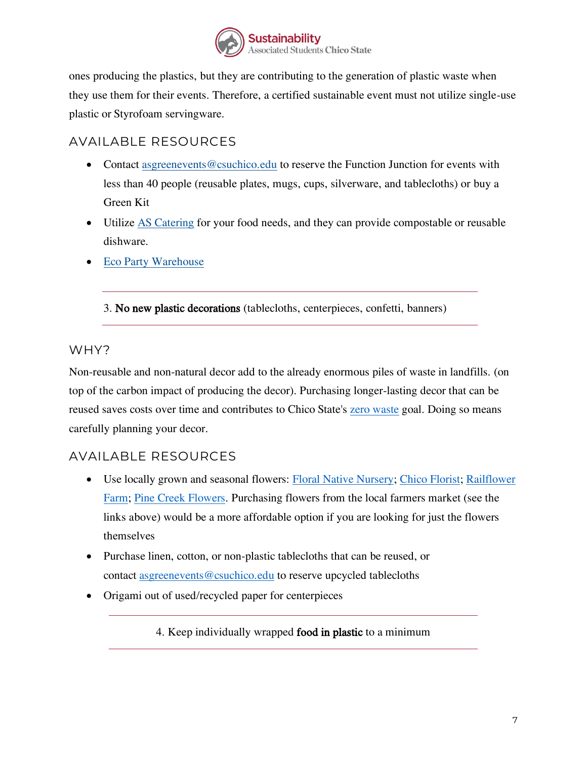ones producing the plastics, but they are contributing to the generation of plastic waste when they use them for their events. Therefore, a certified sustainable event must not utilize single-use plastic or Styrofoam servingware.

## AVAILABLE RESOURCES

- Contact asgreenevents@csuchico.edu to reserve the Function Junction for events with less than 40 people (reusable plates, mugs, cups, silverware, and tablecloths) or buy a Green Kit
- Utilize AS Catering for your food needs, and they can provide compostable or reusable dishware.
- Eco Party Warehouse

---

3. **No new plastic decorations** (tablecloths, centerpieces, confetti, banners)

---

## WHY?

Non-reusable and non-natural decor add to the already enormous piles of waste in landfills. (on top of the carbon impact of producing the decor). Purchasing longer-lasting decor that can be reused saves costs over time and contributes to Chico State's zero waste goal. Doing so means carefully planning your decor.

## AVAILABLE RESOURCES

- Use locally grown and seasonal flowers: Floral Native Nursery; Chico Florist; Railflower Farm; Pine Creek Flowers. Purchasing flowers from the local farmers market (see the links above) would be a more affordable option if you are looking for just the flowers themselves
- Purchase linen, cotton, or non-plastic tablecloths that can be reused, or contact asgreenevents@csuchico.edu to reserve upcycled tablecloths
- Origami out of used/recycled paper for centerpieces

---

4. Keep individually wrapped **food in plastic** to a minimum

---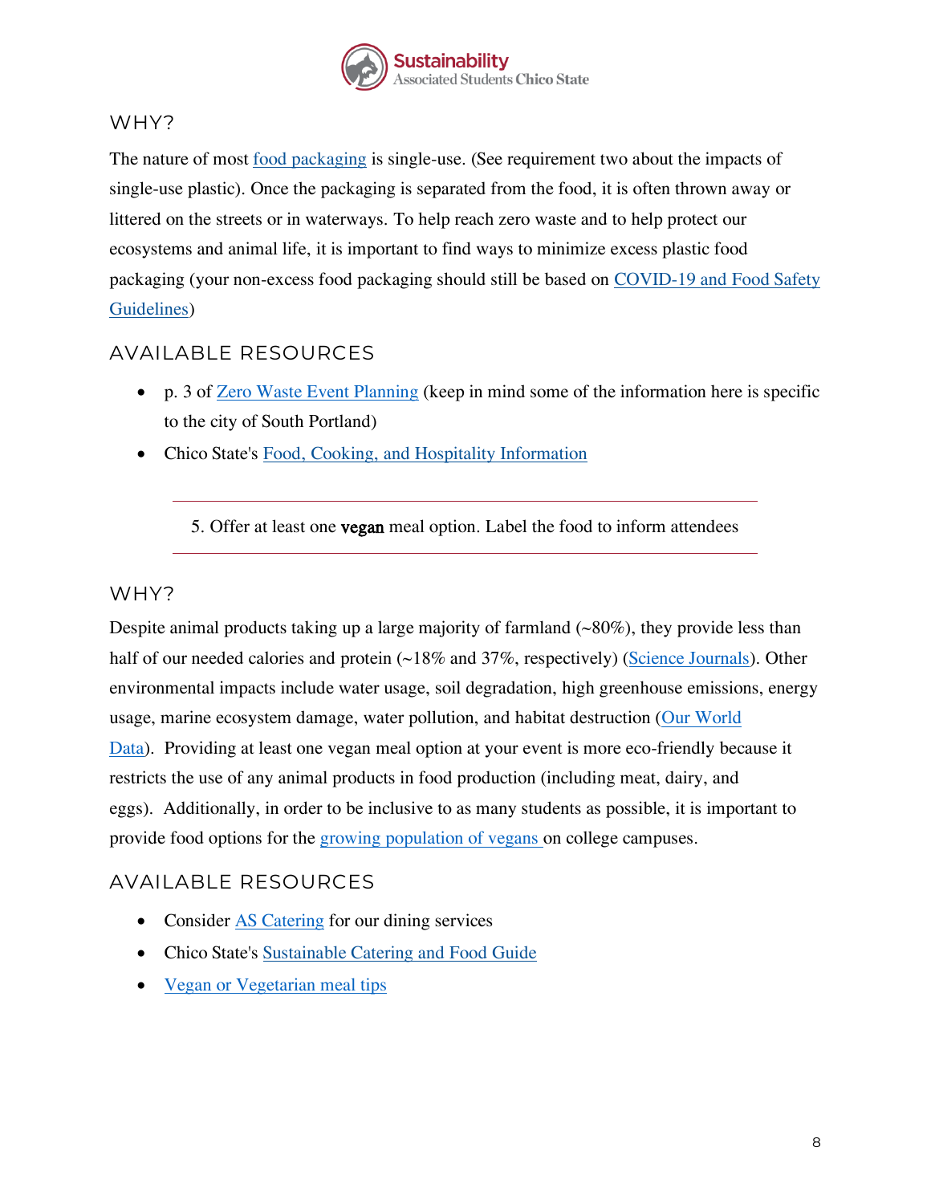## WHY?

The nature of most food packaging is single-use. (See requirement two about the impacts of single-use plastic). Once the packaging is separated from the food, it is often thrown away or littered on the streets or in waterways. To help reach zero waste and to help protect our ecosystems and animal life, it is important to find ways to minimize excess plastic food packaging (your non-excess food packaging should still be based on COVID-19 and Food Safety Guidelines)

## AVAILABLE RESOURCES

- p. 3 of Zero Waste Event Planning (keep in mind some of the information here is specific to the city of South Portland)
- Chico State's Food, Cooking, and Hospitality Information

---

5. Offer at least one **vegan** meal option. Label the food to inform attendees

---

## WHY?

Despite animal products taking up a large majority of farmland (~80%), they provide less than half of our needed calories and protein (~18% and 37%, respectively) (Science Journals). Other environmental impacts include water usage, soil degradation, high greenhouse emissions, energy usage, marine ecosystem damage, water pollution, and habitat destruction (Our World Data). Providing at least one vegan meal option at your event is more eco-friendly because it restricts the use of any animal products in food production (including meat, dairy, and eggs). Additionally, in order to be inclusive to as many students as possible, it is important to provide food options for the growing population of vegans on college campuses.

## AVAILABLE RESOURCES

- Consider AS Catering for our dining services
- Chico State's Sustainable Catering and Food Guide
- Vegan or Vegetarian meal tips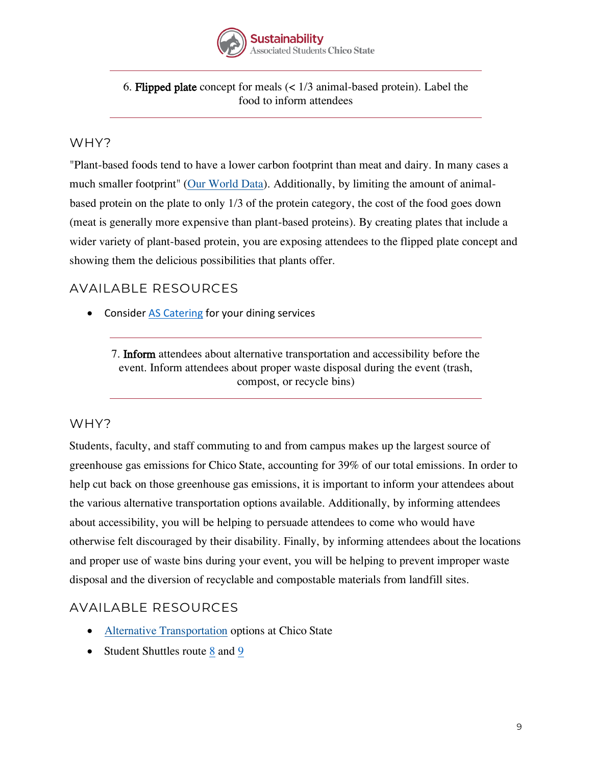6. **Flipped plate** concept for meals (< 1/3 animal-based protein). Label the food to inform attendees

## WHY?

"Plant-based foods tend to have a lower carbon footprint than meat and dairy. In many cases a much smaller footprint" (Our World Data). Additionally, by limiting the amount of animal-based protein on the plate to only 1/3 of the protein category, the cost of the food goes down (meat is generally more expensive than plant-based proteins). By creating plates that include a wider variety of plant-based protein, you are exposing attendees to the flipped plate concept and showing them the delicious possibilities that plants offer.

## AVAILABLE RESOURCES

- Consider AS Catering for your dining services

7. **Inform** attendees about alternative transportation and accessibility before the event. Inform attendees about proper waste disposal during the event (trash, compost, or recycle bins)

## WHY?

Students, faculty, and staff commuting to and from campus makes up the largest source of greenhouse gas emissions for Chico State, accounting for 39% of our total emissions. In order to help cut back on those greenhouse gas emissions, it is important to inform your attendees about the various alternative transportation options available. Additionally, by informing attendees about accessibility, you will be helping to persuade attendees to come who would have otherwise felt discouraged by their disability. Finally, by informing attendees about the locations and proper use of waste bins during your event, you will be helping to prevent improper waste disposal and the diversion of recyclable and compostable materials from landfill sites.

## AVAILABLE RESOURCES

- Alternative Transportation options at Chico State
- Student Shuttles route 8 and 9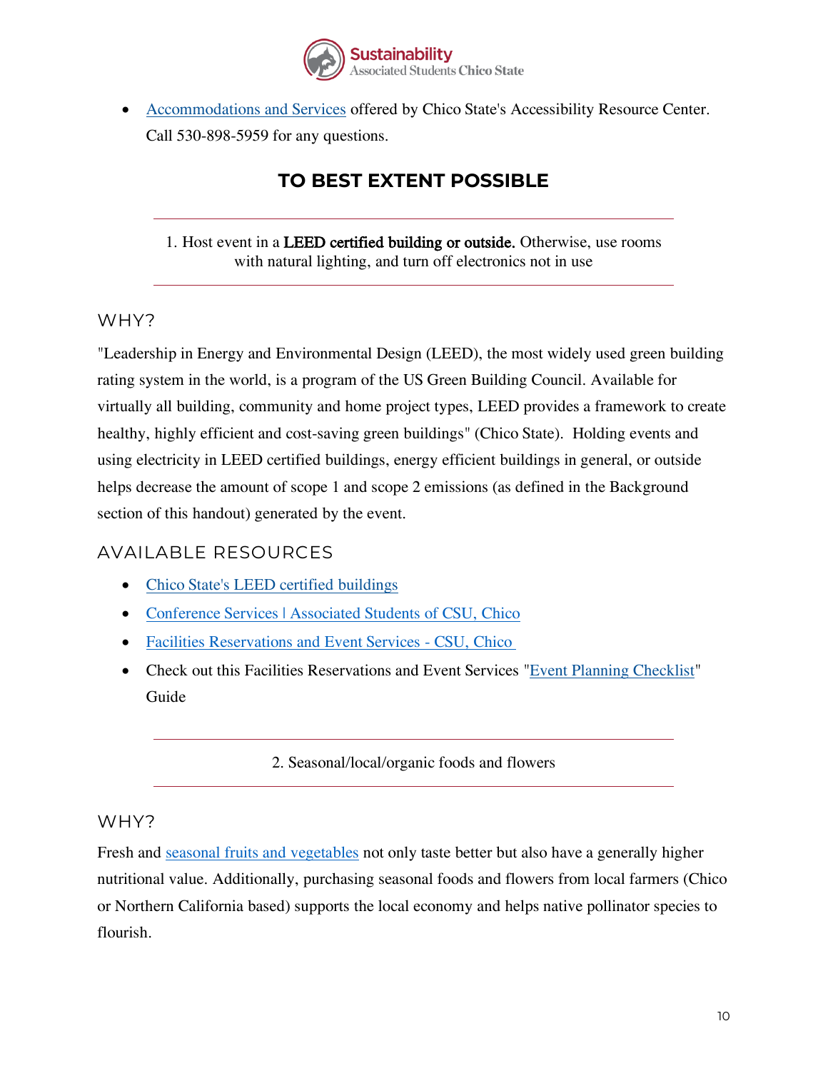- Accommodations and Services offered by Chico State's Accessibility Resource Center. Call 530-898-5959 for any questions.

## TO BEST EXTENT POSSIBLE

1. Host event in a **LEED certified building or outside.** Otherwise, use rooms with natural lighting, and turn off electronics not in use

### WHY?

"Leadership in Energy and Environmental Design (LEED), the most widely used green building rating system in the world, is a program of the US Green Building Council. Available for virtually all building, community and home project types, LEED provides a framework to create healthy, highly efficient and cost-saving green buildings" (Chico State). Holding events and using electricity in LEED certified buildings, energy efficient buildings in general, or outside helps decrease the amount of scope 1 and scope 2 emissions (as defined in the Background section of this handout) generated by the event.

### AVAILABLE RESOURCES

- Chico State's LEED certified buildings
- Conference Services | Associated Students of CSU, Chico
- Facilities Reservations and Event Services - CSU, Chico
- Check out this Facilities Reservations and Event Services "Event Planning Checklist" Guide

2. Seasonal/local/organic foods and flowers

### WHY?

Fresh and seasonal fruits and vegetables not only taste better but also have a generally higher nutritional value. Additionally, purchasing seasonal foods and flowers from local farmers (Chico or Northern California based) supports the local economy and helps native pollinator species to flourish.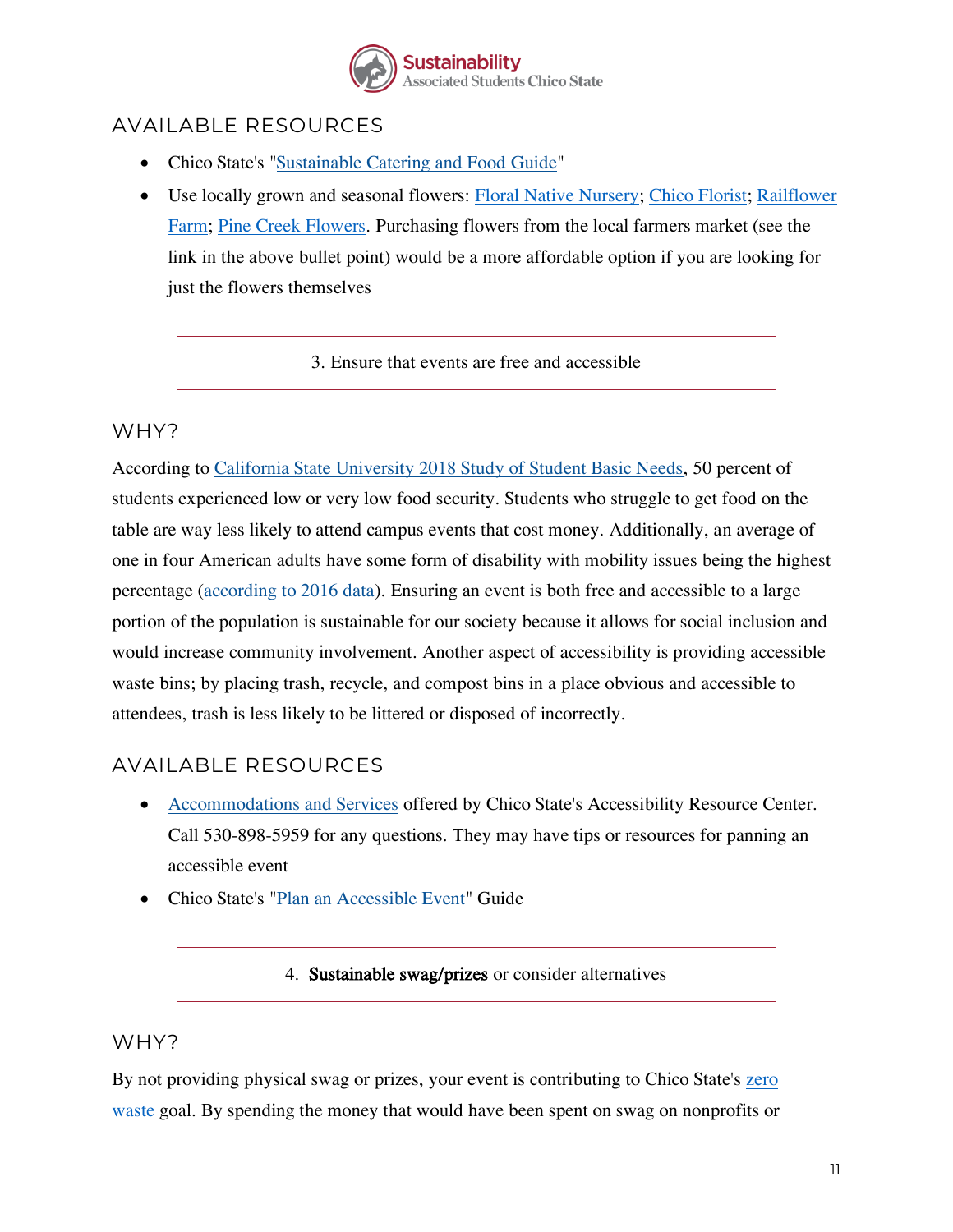## AVAILABLE RESOURCES

- Chico State's "Sustainable Catering and Food Guide"
- Use locally grown and seasonal flowers: Floral Native Nursery; Chico Florist; Railflower Farm; Pine Creek Flowers. Purchasing flowers from the local farmers market (see the link in the above bullet point) would be a more affordable option if you are looking for just the flowers themselves

---

3. Ensure that events are free and accessible

---

## WHY?

According to California State University 2018 Study of Student Basic Needs, 50 percent of students experienced low or very low food security. Students who struggle to get food on the table are way less likely to attend campus events that cost money. Additionally, an average of one in four American adults have some form of disability with mobility issues being the highest percentage (according to 2016 data). Ensuring an event is both free and accessible to a large portion of the population is sustainable for our society because it allows for social inclusion and would increase community involvement. Another aspect of accessibility is providing accessible waste bins; by placing trash, recycle, and compost bins in a place obvious and accessible to attendees, trash is less likely to be littered or disposed of incorrectly.

## AVAILABLE RESOURCES

- Accommodations and Services offered by Chico State's Accessibility Resource Center. Call 530-898-5959 for any questions. They may have tips or resources for panning an accessible event
- Chico State's "Plan an Accessible Event" Guide

---

4. **Sustainable swag/prizes** or consider alternatives

---

## WHY?

By not providing physical swag or prizes, your event is contributing to Chico State's zero waste goal. By spending the money that would have been spent on swag on nonprofits or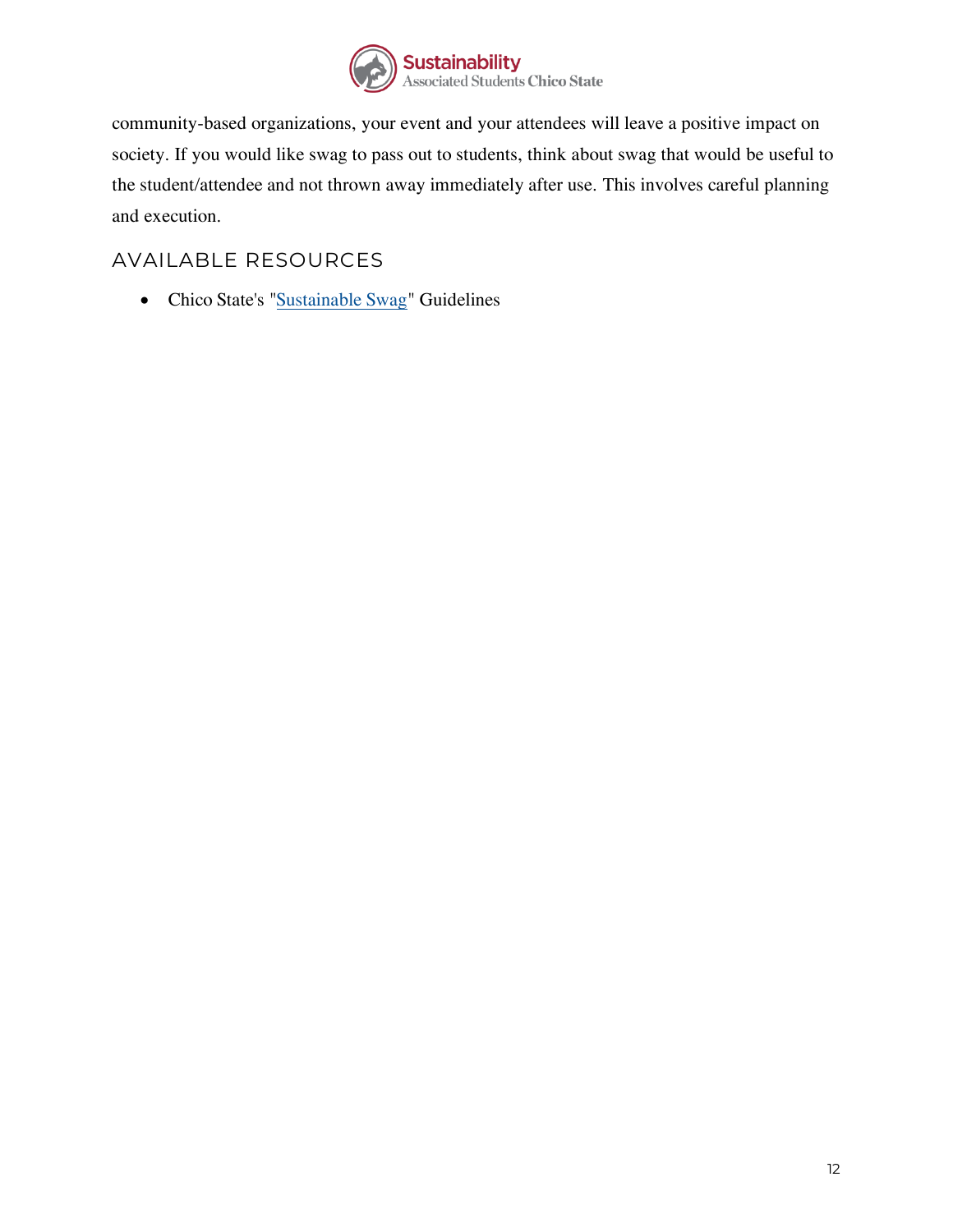community-based organizations, your event and your attendees will leave a positive impact on society. If you would like swag to pass out to students, think about swag that would be useful to the student/attendee and not thrown away immediately after use. This involves careful planning and execution.

## AVAILABLE RESOURCES

- Chico State's "Sustainable Swag" Guidelines